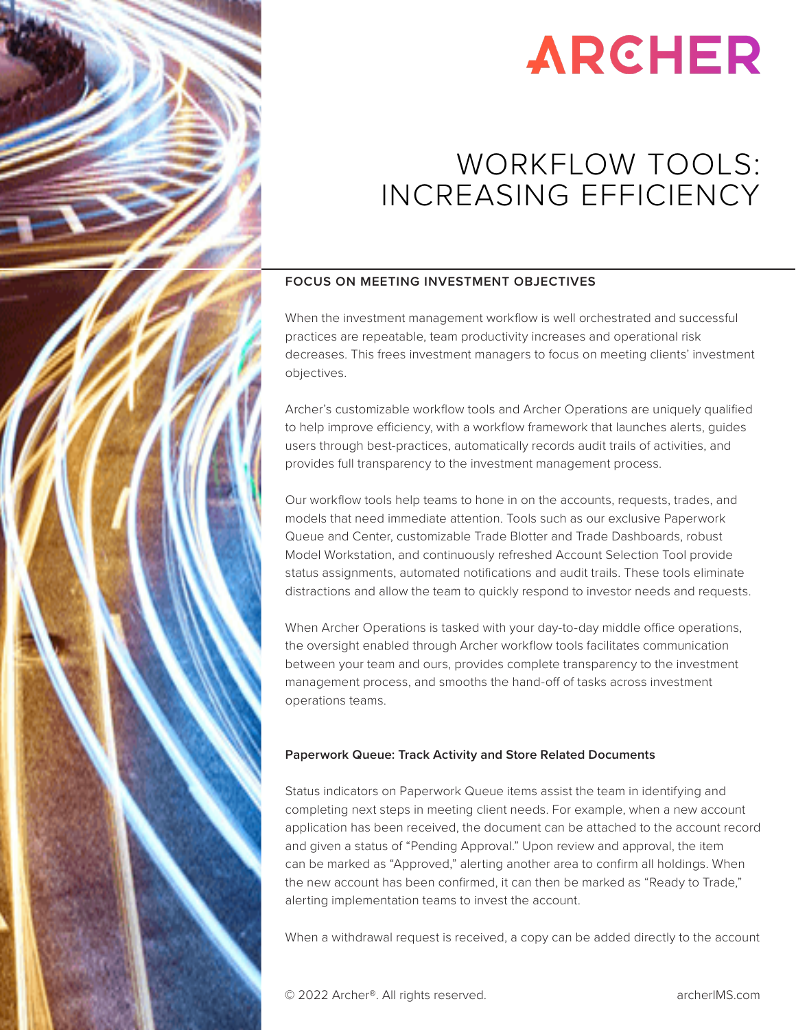# ARCHER

# WORKFLOW TOOLS: INCREASING EFFICIENCY

## FOCUS ON MEETING INVESTMENT OBJECTIVES

When the investment management workflow is well orchestrated and successful practices are repeatable, team productivity increases and operational risk decreases. This frees investment managers to focus on meeting clients' investment objectives.

Archer's customizable workflow tools and Archer Operations are uniquely qualified to help improve efficiency, with a workflow framework that launches alerts, guides users through best-practices, automatically records audit trails of activities, and provides full transparency to the investment management process.

Our workflow tools help teams to hone in on the accounts, requests, trades, and models that need immediate attention. Tools such as our exclusive Paperwork Queue and Center, customizable Trade Blotter and Trade Dashboards, robust Model Workstation, and continuously refreshed Account Selection Tool provide status assignments, automated notifications and audit trails. These tools eliminate distractions and allow the team to quickly respond to investor needs and requests.

When Archer Operations is tasked with your day-to-day middle office operations, the oversight enabled through Archer workflow tools facilitates communication between your team and ours, provides complete transparency to the investment management process, and smooths the hand-off of tasks across investment operations teams.

### Paperwork Queue: Track Activity and Store Related Documents

Status indicators on Paperwork Queue items assist the team in identifying and completing next steps in meeting client needs. For example, when a new account application has been received, the document can be attached to the account record and given a status of "Pending Approval." Upon review and approval, the item can be marked as "Approved," alerting another area to confirm all holdings. When the new account has been confirmed, it can then be marked as "Ready to Trade," alerting implementation teams to invest the account.

When a withdrawal request is received, a copy can be added directly to the account

© 2022 Archer®. All rights reserved. archerIMS.com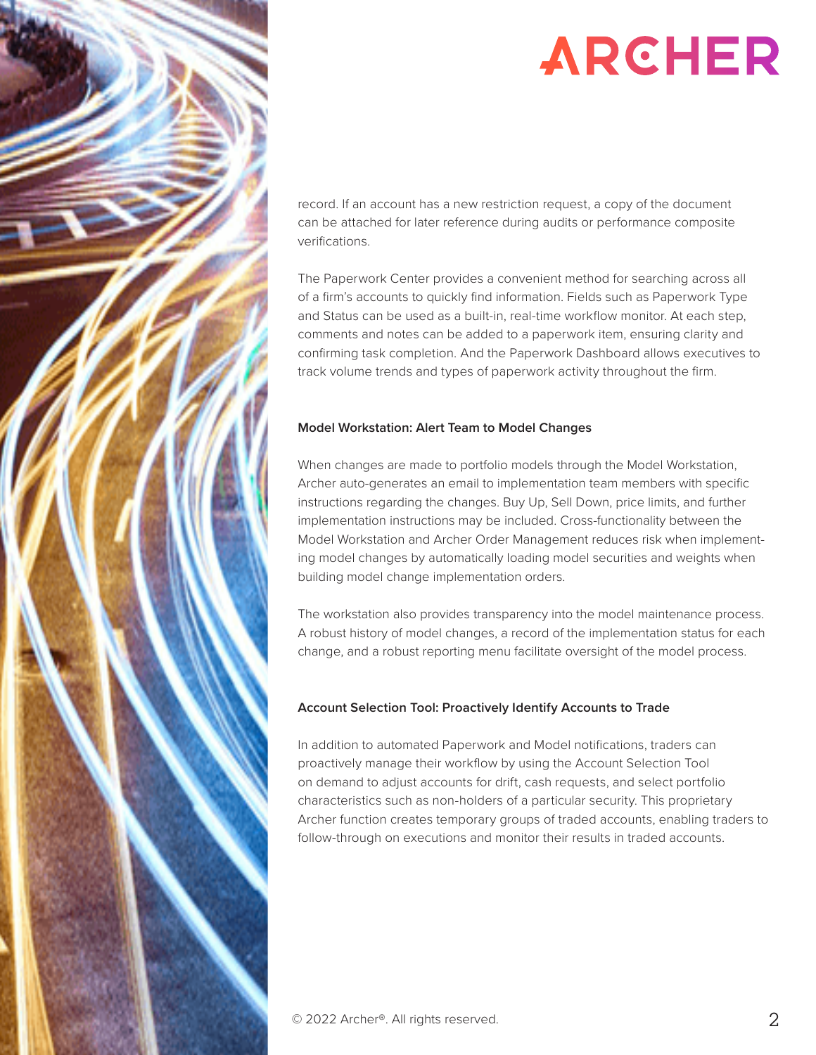record. If an account has a new restriction request, a copy of the document can be attached for later reference during audits or performance composite verifications.

The Paperwork Center provides a convenient method for searching across all of a firm's accounts to quickly find information. Fields such as Paperwork Type and Status can be used as a built-in, real-time workflow monitor. At each step, comments and notes can be added to a paperwork item, ensuring clarity and confirming task completion. And the Paperwork Dashboard allows executives to track volume trends and types of paperwork activity throughout the firm.

### Model Workstation: Alert Team to Model Changes

When changes are made to portfolio models through the Model Workstation, Archer auto-generates an email to implementation team members with specific instructions regarding the changes. Buy Up, Sell Down, price limits, and further implementation instructions may be included. Cross-functionality between the Model Workstation and Archer Order Management reduces risk when implementing model changes by automatically loading model securities and weights when building model change implementation orders.

The workstation also provides transparency into the model maintenance process. A robust history of model changes, a record of the implementation status for each change, and a robust reporting menu facilitate oversight of the model process.

### Account Selection Tool: Proactively Identify Accounts to Trade

In addition to automated Paperwork and Model notifications, traders can proactively manage their workflow by using the Account Selection Tool on demand to adjust accounts for drift, cash requests, and select portfolio characteristics such as non-holders of a particular security. This proprietary Archer function creates temporary groups of traded accounts, enabling traders to follow-through on executions and monitor their results in traded accounts.

© 2022 Archer®. All rights reserved.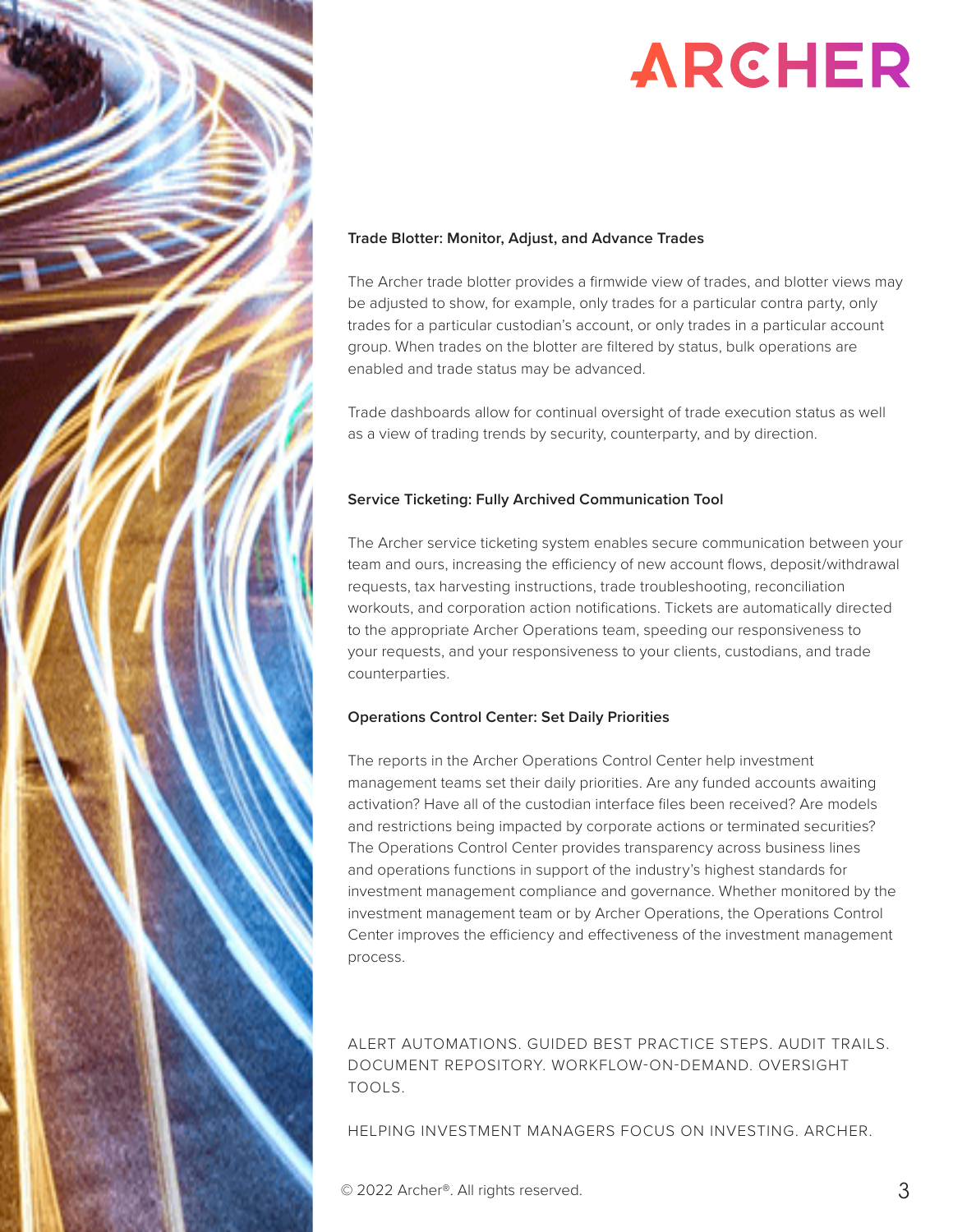# ARCHER

### Trade Blotter: Monitor, Adjust, and Advance Trades

The Archer trade blotter provides a firmwide view of trades, and blotter views may be adjusted to show, for example, only trades for a particular contra party, only trades for a particular custodian's account, or only trades in a particular account group. When trades on the blotter are filtered by status, bulk operations are enabled and trade status may be advanced.

Trade dashboards allow for continual oversight of trade execution status as well as a view of trading trends by security, counterparty, and by direction.

### Service Ticketing: Fully Archived Communication Tool

The Archer service ticketing system enables secure communication between your team and ours, increasing the efficiency of new account flows, deposit/withdrawal requests, tax harvesting instructions, trade troubleshooting, reconciliation workouts, and corporation action notifications. Tickets are automatically directed to the appropriate Archer Operations team, speeding our responsiveness to your requests, and your responsiveness to your clients, custodians, and trade counterparties.

### Operations Control Center: Set Daily Priorities

The reports in the Archer Operations Control Center help investment management teams set their daily priorities. Are any funded accounts awaiting activation? Have all of the custodian interface files been received? Are models and restrictions being impacted by corporate actions or terminated securities? The Operations Control Center provides transparency across business lines and operations functions in support of the industry's highest standards for investment management compliance and governance. Whether monitored by the investment management team or by Archer Operations, the Operations Control Center improves the efficiency and effectiveness of the investment management process.

ALERT AUTOMATIONS. GUIDED BEST PRACTICE STEPS. AUDIT TRAILS. DOCUMENT REPOSITORY. WORKFLOW-ON-DEMAND. OVERSIGHT TOOLS.

HELPING INVESTMENT MANAGERS FOCUS ON INVESTING. ARCHER.

© 2022 Archer®. All rights reserved.